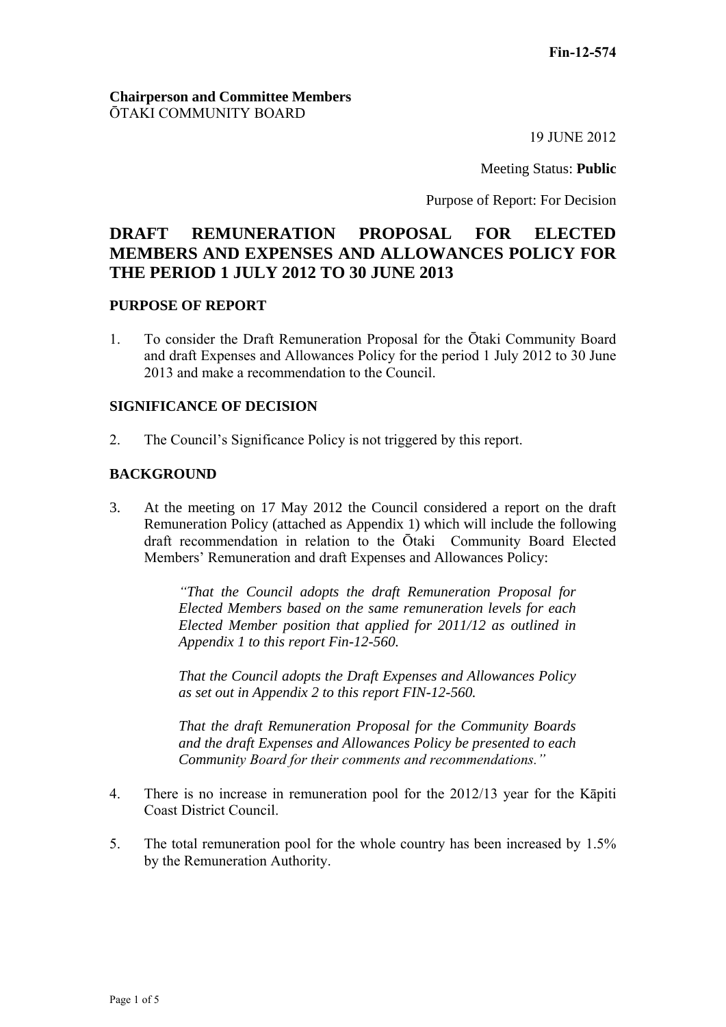**Fin-12-574**

**Chairperson and Committee Members**
ŌTAKI COMMUNITY BOARD

19 JUNE 2012

Meeting Status: **Public**

Purpose of Report: For Decision

# DRAFT REMUNERATION PROPOSAL FOR ELECTED MEMBERS AND EXPENSES AND ALLOWANCES POLICY FOR THE PERIOD 1 JULY 2012 TO 30 JUNE 2013

## PURPOSE OF REPORT

1. To consider the Draft Remuneration Proposal for the Ōtaki Community Board and draft Expenses and Allowances Policy for the period 1 July 2012 to 30 June 2013 and make a recommendation to the Council.

## SIGNIFICANCE OF DECISION

2. The Council's Significance Policy is not triggered by this report.

## BACKGROUND

3. At the meeting on 17 May 2012 the Council considered a report on the draft Remuneration Policy (attached as Appendix 1) which will include the following draft recommendation in relation to the Ōtaki Community Board Elected Members' Remuneration and draft Expenses and Allowances Policy:

   > *"That the Council adopts the draft Remuneration Proposal for Elected Members based on the same remuneration levels for each Elected Member position that applied for 2011/12 as outlined in Appendix 1 to this report Fin-12-560.*
   >
   > *That the Council adopts the Draft Expenses and Allowances Policy as set out in Appendix 2 to this report FIN-12-560.*
   >
   > *That the draft Remuneration Proposal for the Community Boards and the draft Expenses and Allowances Policy be presented to each Community Board for their comments and recommendations."*

4. There is no increase in remuneration pool for the 2012/13 year for the Kāpiti Coast District Council.

5. The total remuneration pool for the whole country has been increased by 1.5% by the Remuneration Authority.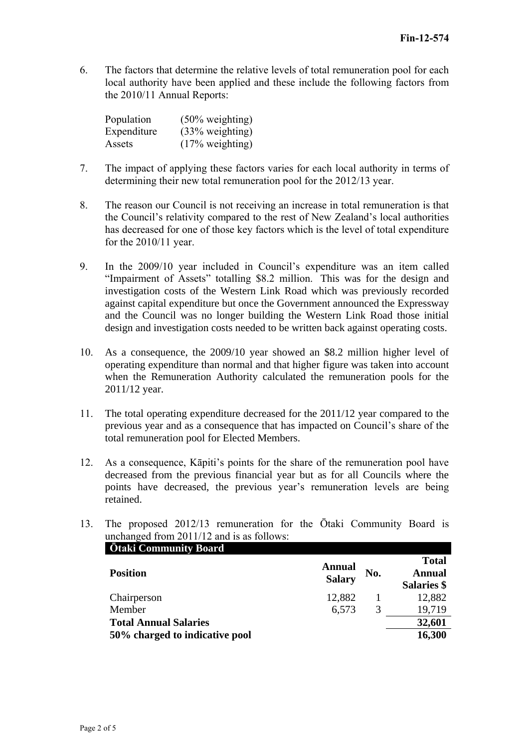6. The factors that determine the relative levels of total remuneration pool for each local authority have been applied and these include the following factors from the 2010/11 Annual Reports:

   | | |
   |---|---|
   | Population | (50% weighting) |
   | Expenditure | (33% weighting) |
   | Assets | (17% weighting) |

7. The impact of applying these factors varies for each local authority in terms of determining their new total remuneration pool for the 2012/13 year.

8. The reason our Council is not receiving an increase in total remuneration is that the Council's relativity compared to the rest of New Zealand's local authorities has decreased for one of those key factors which is the level of total expenditure for the 2010/11 year.

9. In the 2009/10 year included in Council's expenditure was an item called "Impairment of Assets" totalling \$8.2 million. This was for the design and investigation costs of the Western Link Road which was previously recorded against capital expenditure but once the Government announced the Expressway and the Council was no longer building the Western Link Road those initial design and investigation costs needed to be written back against operating costs.

10. As a consequence, the 2009/10 year showed an \$8.2 million higher level of operating expenditure than normal and that higher figure was taken into account when the Remuneration Authority calculated the remuneration pools for the 2011/12 year.

11. The total operating expenditure decreased for the 2011/12 year compared to the previous year and as a consequence that has impacted on Council's share of the total remuneration pool for Elected Members.

12. As a consequence, Kāpiti's points for the share of the remuneration pool have decreased from the previous financial year but as for all Councils where the points have decreased, the previous year's remuneration levels are being retained.

13. The proposed 2012/13 remuneration for the Ōtaki Community Board is unchanged from 2011/12 and is as follows:

| **Ōtaki Community Board** | | | |
|---|---|---|---|
| **Position** | **Annual Salary** | **No.** | **Total Annual Salaries \$** |
| Chairperson | 12,882 | 1 | 12,882 |
| Member | 6,573 | 3 | 19,719 |
| **Total Annual Salaries** | | | **32,601** |
| **50% charged to indicative pool** | | | **16,300** |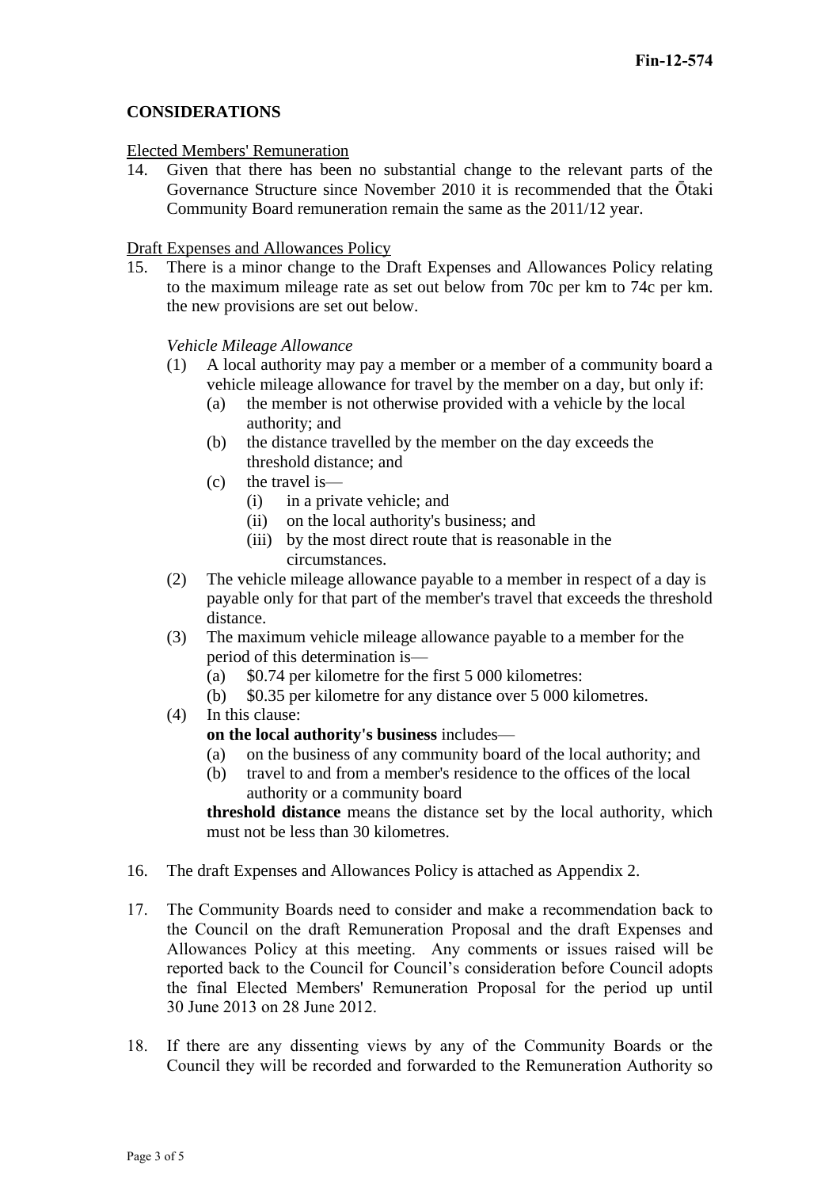## CONSIDERATIONS

Elected Members' Remuneration

14. Given that there has been no substantial change to the relevant parts of the Governance Structure since November 2010 it is recommended that the Ōtaki Community Board remuneration remain the same as the 2011/12 year.

Draft Expenses and Allowances Policy

15. There is a minor change to the Draft Expenses and Allowances Policy relating to the maximum mileage rate as set out below from 70c per km to 74c per km. the new provisions are set out below.

    *Vehicle Mileage Allowance*

    (1) A local authority may pay a member or a member of a community board a vehicle mileage allowance for travel by the member on a day, but only if:
        (a) the member is not otherwise provided with a vehicle by the local authority; and
        (b) the distance travelled by the member on the day exceeds the threshold distance; and
        (c) the travel is—
            (i) in a private vehicle; and
            (ii) on the local authority's business; and
            (iii) by the most direct route that is reasonable in the circumstances.
    (2) The vehicle mileage allowance payable to a member in respect of a day is payable only for that part of the member's travel that exceeds the threshold distance.
    (3) The maximum vehicle mileage allowance payable to a member for the period of this determination is—
        (a) $0.74 per kilometre for the first 5 000 kilometres:
        (b) $0.35 per kilometre for any distance over 5 000 kilometres.
    (4) In this clause:

        **on the local authority's business** includes—
        (a) on the business of any community board of the local authority; and
        (b) travel to and from a member's residence to the offices of the local authority or a community board

        **threshold distance** means the distance set by the local authority, which must not be less than 30 kilometres.

16. The draft Expenses and Allowances Policy is attached as Appendix 2.

17. The Community Boards need to consider and make a recommendation back to the Council on the draft Remuneration Proposal and the draft Expenses and Allowances Policy at this meeting. Any comments or issues raised will be reported back to the Council for Council's consideration before Council adopts the final Elected Members' Remuneration Proposal for the period up until 30 June 2013 on 28 June 2012.

18. If there are any dissenting views by any of the Community Boards or the Council they will be recorded and forwarded to the Remuneration Authority so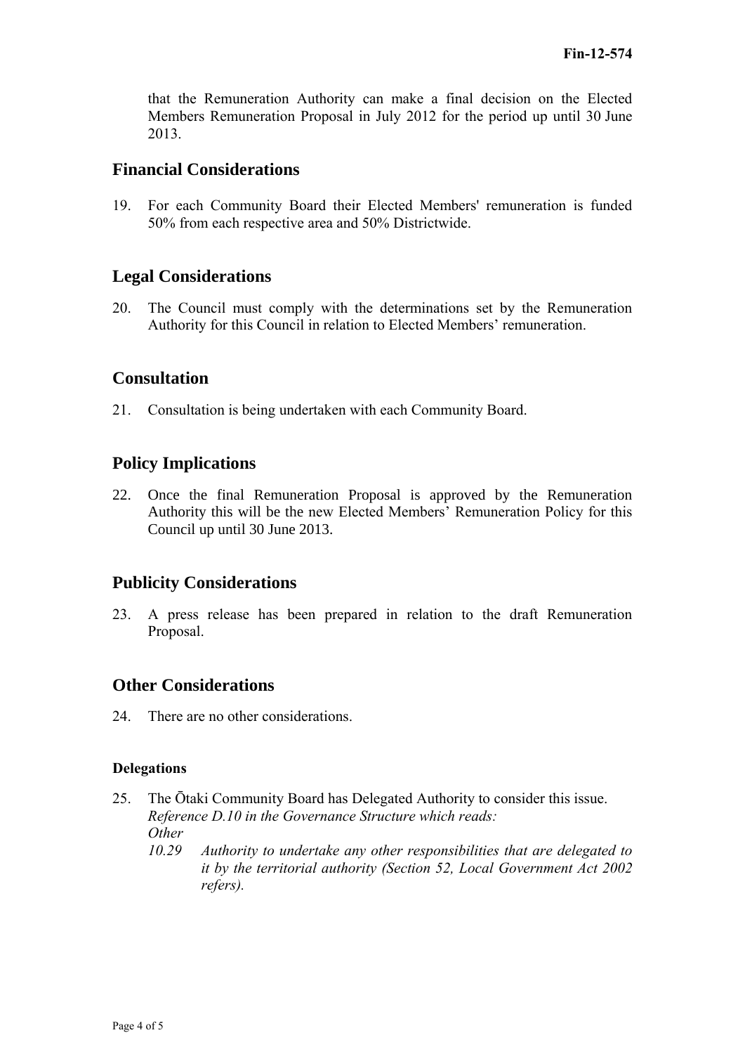that the Remuneration Authority can make a final decision on the Elected Members Remuneration Proposal in July 2012 for the period up until 30 June 2013.

## Financial Considerations

19. For each Community Board their Elected Members' remuneration is funded 50% from each respective area and 50% Districtwide.

## Legal Considerations

20. The Council must comply with the determinations set by the Remuneration Authority for this Council in relation to Elected Members' remuneration.

## Consultation

21. Consultation is being undertaken with each Community Board.

## Policy Implications

22. Once the final Remuneration Proposal is approved by the Remuneration Authority this will be the new Elected Members' Remuneration Policy for this Council up until 30 June 2013.

## Publicity Considerations

23. A press release has been prepared in relation to the draft Remuneration Proposal.

## Other Considerations

24. There are no other considerations.

### Delegations

25. The Ōtaki Community Board has Delegated Authority to consider this issue.
    *Reference D.10 in the Governance Structure which reads:*
    *Other*
    *10.29 Authority to undertake any other responsibilities that are delegated to it by the territorial authority (Section 52, Local Government Act 2002 refers).*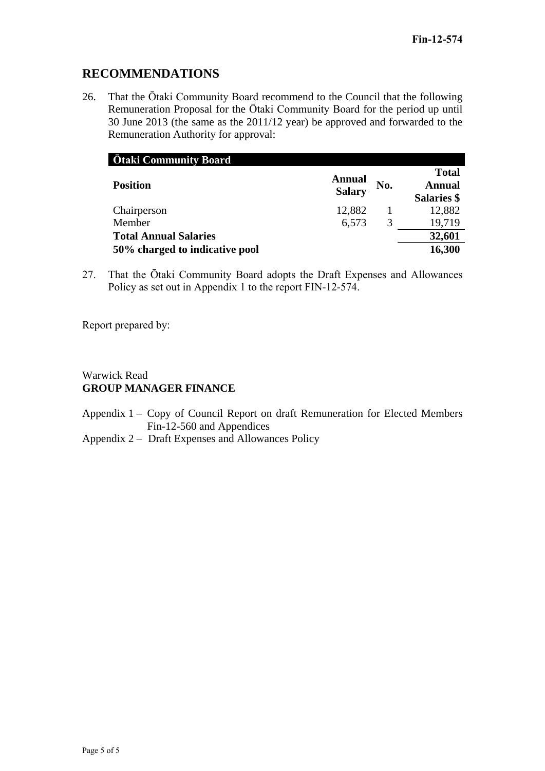## RECOMMENDATIONS

26. That the Ōtaki Community Board recommend to the Council that the following Remuneration Proposal for the Ōtaki Community Board for the period up until 30 June 2013 (the same as the 2011/12 year) be approved and forwarded to the Remuneration Authority for approval:

| Ōtaki Community Board | | | |
|---|---|---|---|
| **Position** | **Annual Salary** | **No.** | **Total Annual Salaries $** |
| Chairperson | 12,882 | 1 | 12,882 |
| Member | 6,573 | 3 | 19,719 |
| **Total Annual Salaries** | | | **32,601** |
| **50% charged to indicative pool** | | | **16,300** |

27. That the Ōtaki Community Board adopts the Draft Expenses and Allowances Policy as set out in Appendix 1 to the report FIN-12-574.

Report prepared by:

Warwick Read
**GROUP MANAGER FINANCE**

Appendix 1 – Copy of Council Report on draft Remuneration for Elected Members Fin-12-560 and Appendices
Appendix 2 – Draft Expenses and Allowances Policy